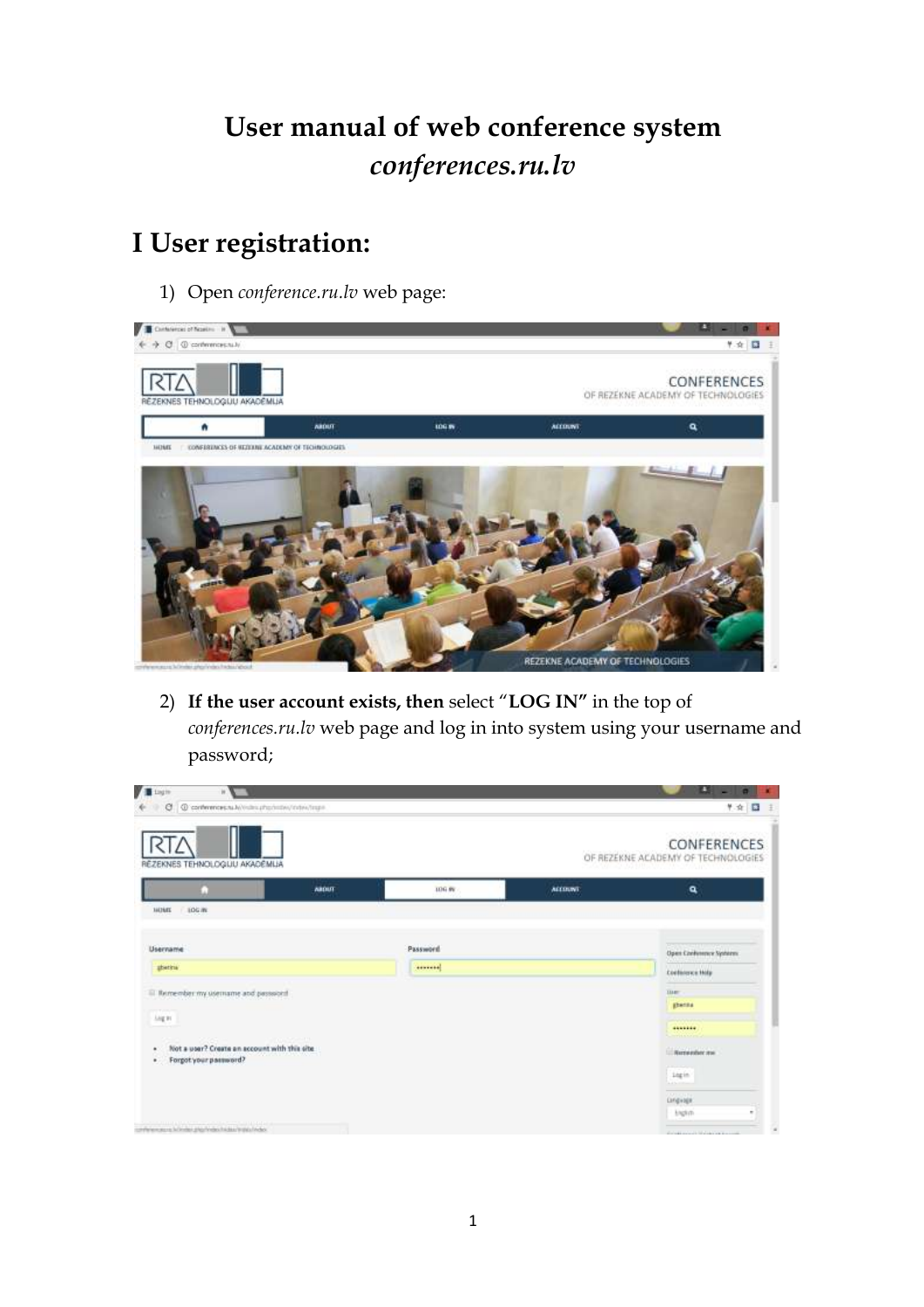# User manual of web conference system *conferences.ru.lv*

## I User registration:

1) Open *conference.ru.lv* web page:

2) **If the user account exists, then** select "**LOG IN"** in the top of *conferences.ru.lv* web page and log in into system using your username and password;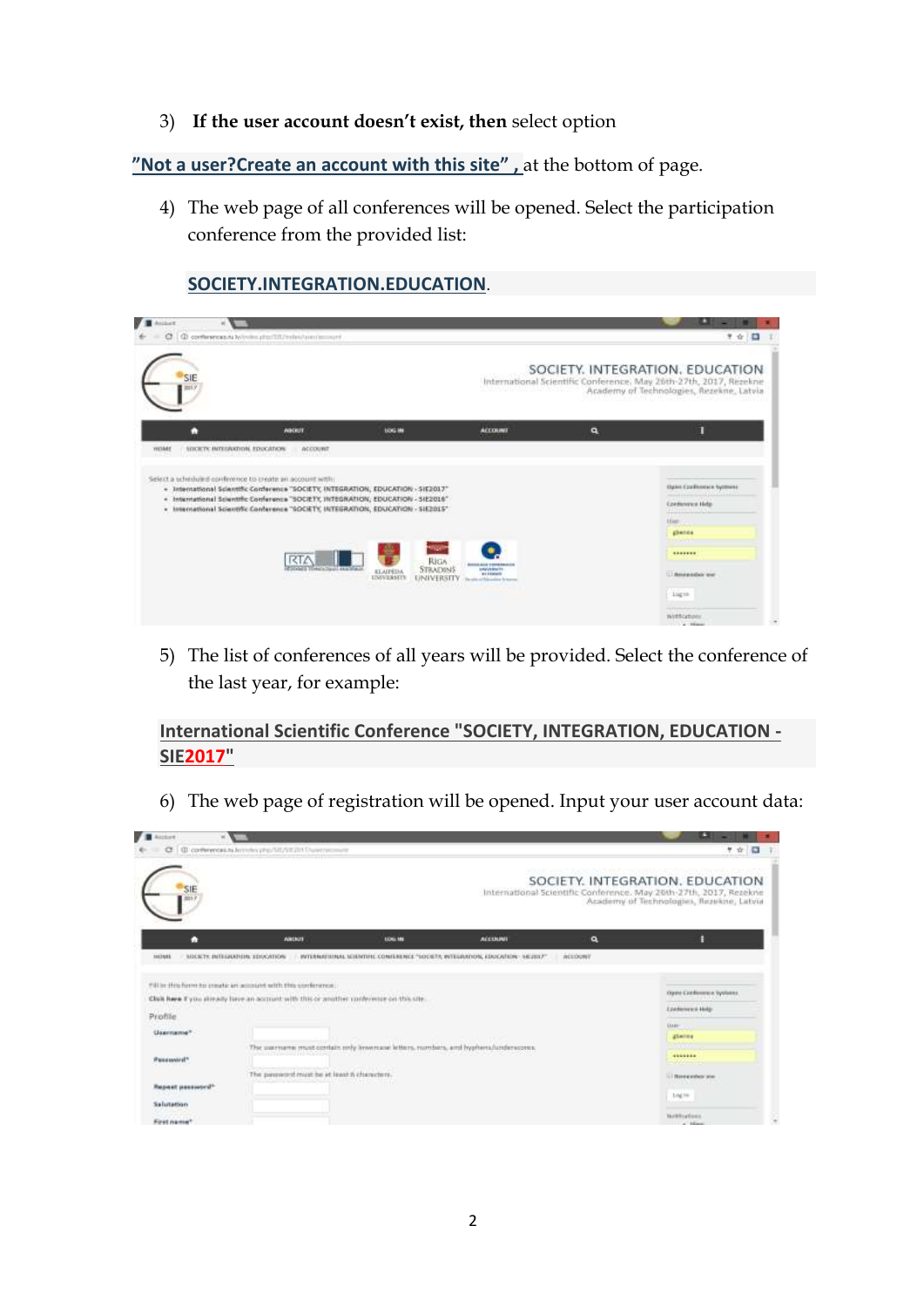3) **If the user account doesn't exist, then** select option

**"Not a user?Create an account with this site"** , at the bottom of page.

4) The web page of all conferences will be opened. Select the participation conference from the provided list:

**SOCIETY.INTEGRATION.EDUCATION**.

5) The list of conferences of all years will be provided. Select the conference of the last year, for example:

**International Scientific Conference "SOCIETY, INTEGRATION, EDUCATION - SIE2017"**

6) The web page of registration will be opened. Input your user account data: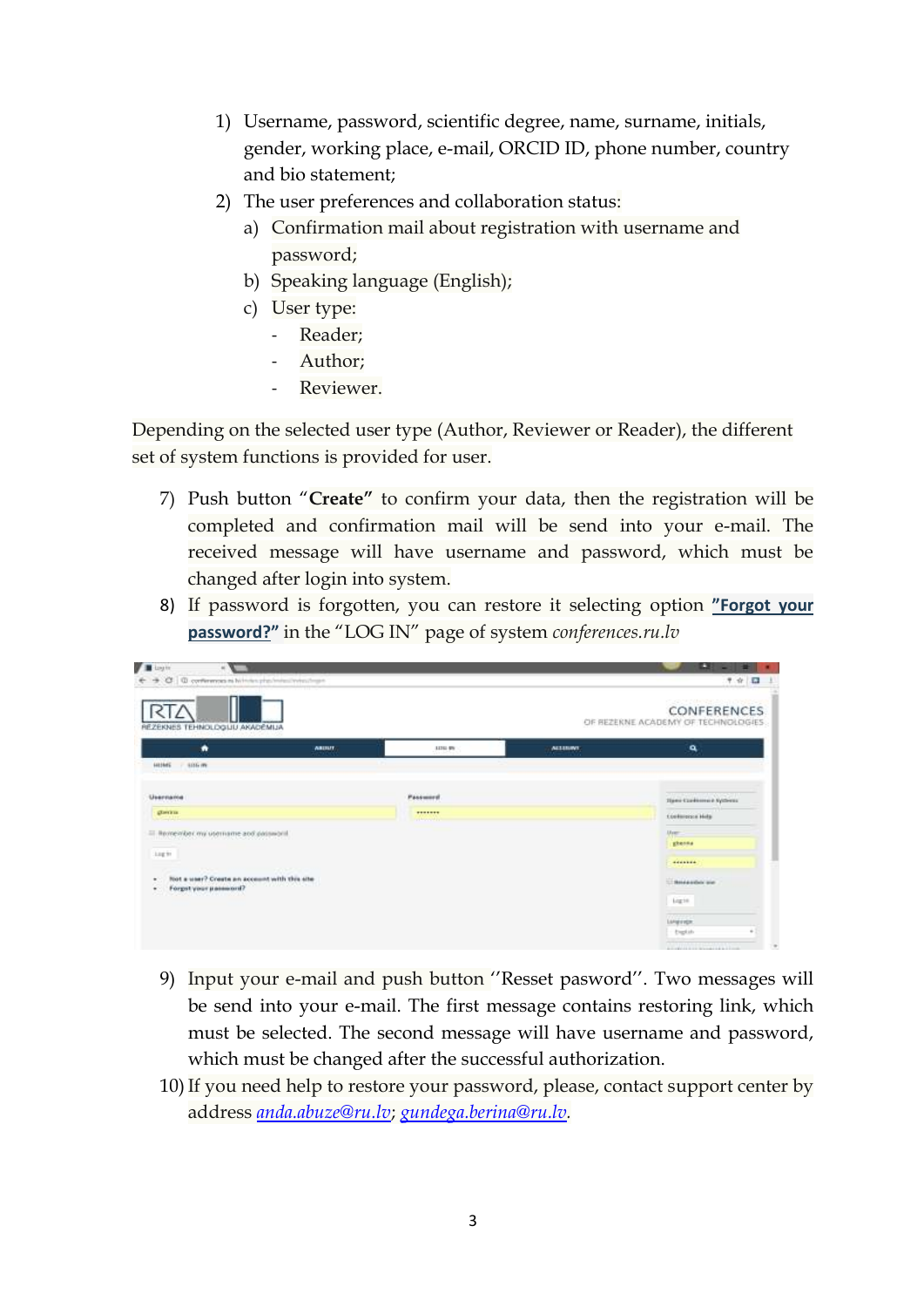1) Username, password, scientific degree, name, surname, initials, gender, working place, e-mail, ORCID ID, phone number, country and bio statement;
2) The user preferences and collaboration status:
   a) Confirmation mail about registration with username and password;
   b) Speaking language (English);
   c) User type:
      - Reader;
      - Author;
      - Reviewer.

Depending on the selected user type (Author, Reviewer or Reader), the different set of system functions is provided for user.

7) Push button "**Create"** to confirm your data, then the registration will be completed and confirmation mail will be send into your e-mail. The received message will have username and password, which must be changed after login into system.
8) If password is forgotten, you can restore it selecting option **"Forgot your password?"** in the "LOG IN" page of system *conferences.ru.lv*

9) Input your e-mail and push button ''Resset pasword''. Two messages will be send into your e-mail. The first message contains restoring link, which must be selected. The second message will have username and password, which must be changed after the successful authorization.
10) If you need help to restore your password, please, contact support center by address *anda.abuze@ru.lv*; *gundega.berina@ru.lv*.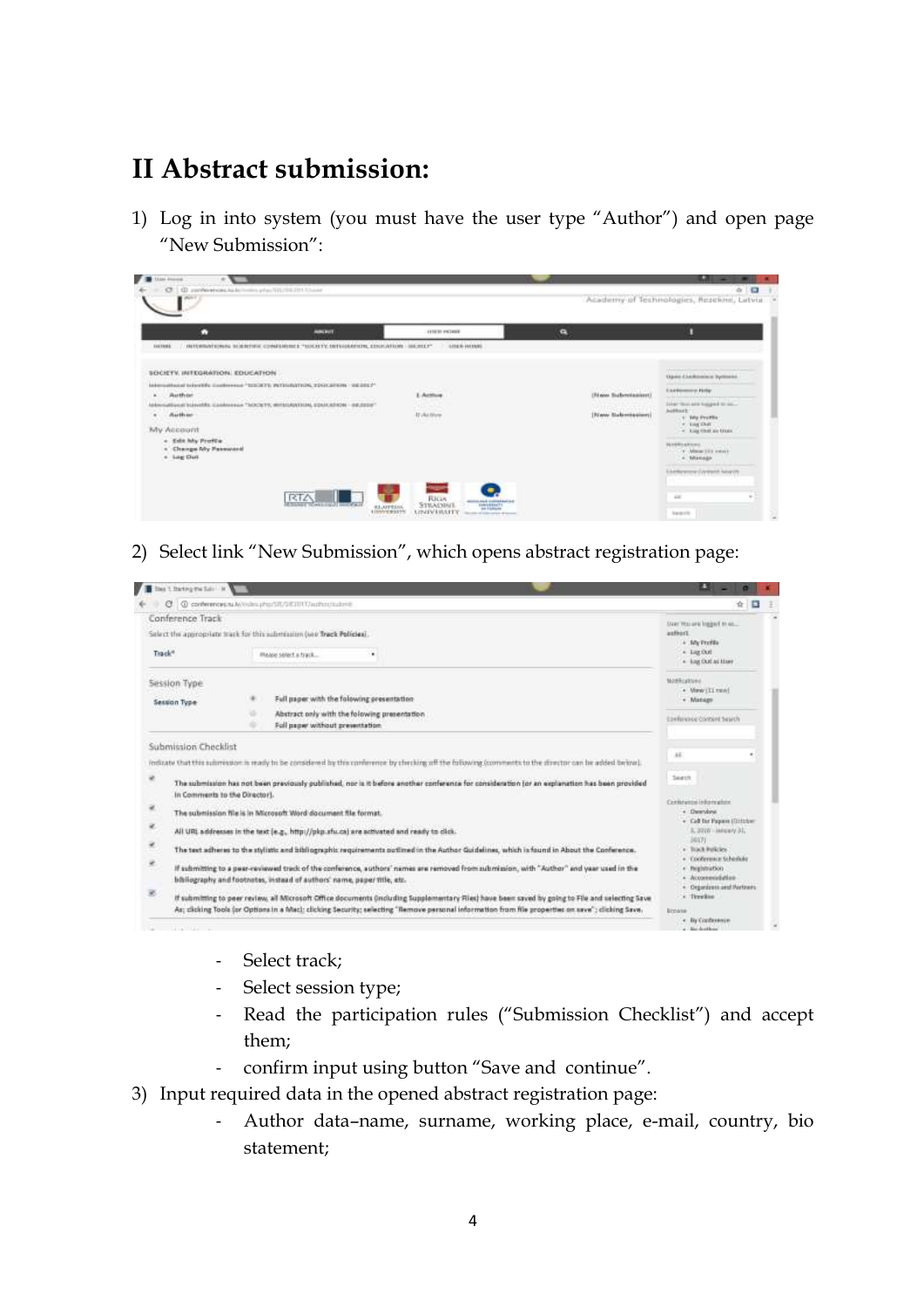# II Abstract submission:

1) Log in into system (you must have the user type "Author") and open page "New Submission":

2) Select link "New Submission", which opens abstract registration page:

   - Select track;
   - Select session type;
   - Read the participation rules ("Submission Checklist") and accept them;
   - confirm input using button "Save and continue".

3) Input required data in the opened abstract registration page:
   - Author data–name, surname, working place, e-mail, country, bio statement;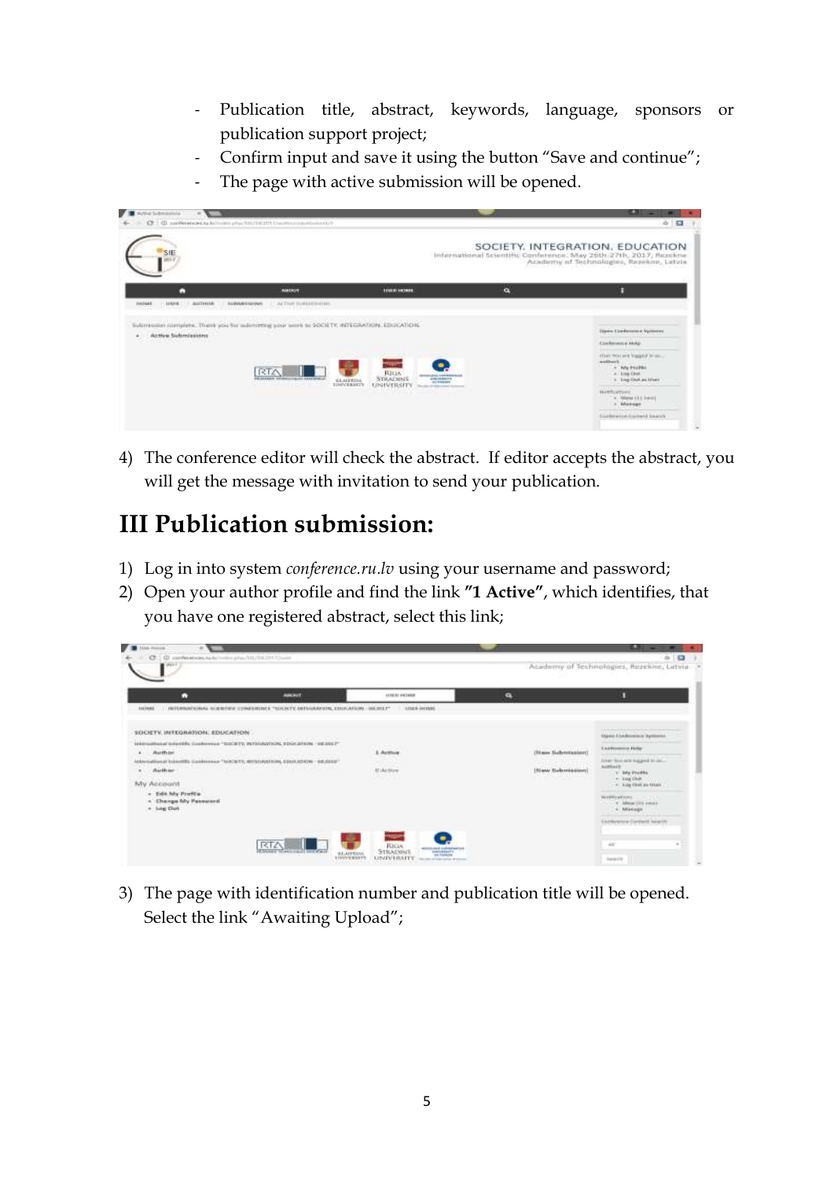- Publication title, abstract, keywords, language, sponsors or publication support project;
- Confirm input and save it using the button "Save and continue";
- The page with active submission will be opened.

4) The conference editor will check the abstract. If editor accepts the abstract, you will get the message with invitation to send your publication.

## III Publication submission:

1) Log in into system *conference.ru.lv* using your username and password;
2) Open your author profile and find the link **"1 Active"**, which identifies, that you have one registered abstract, select this link;

3) The page with identification number and publication title will be opened. Select the link "Awaiting Upload";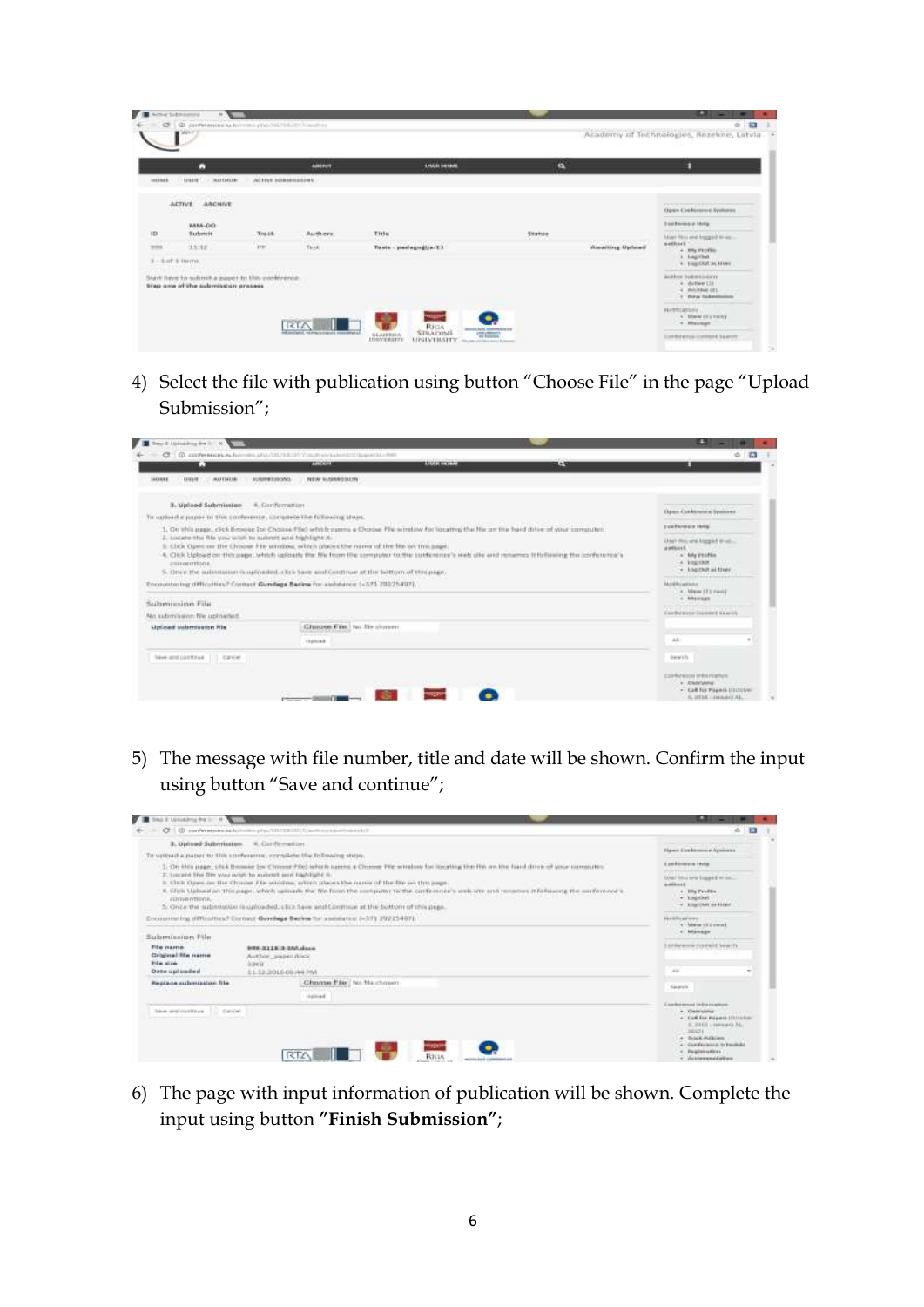4) Select the file with publication using button "Choose File" in the page "Upload Submission";

5) The message with file number, title and date will be shown. Confirm the input using button "Save and continue";

6) The page with input information of publication will be shown. Complete the input using button **"Finish Submission"**;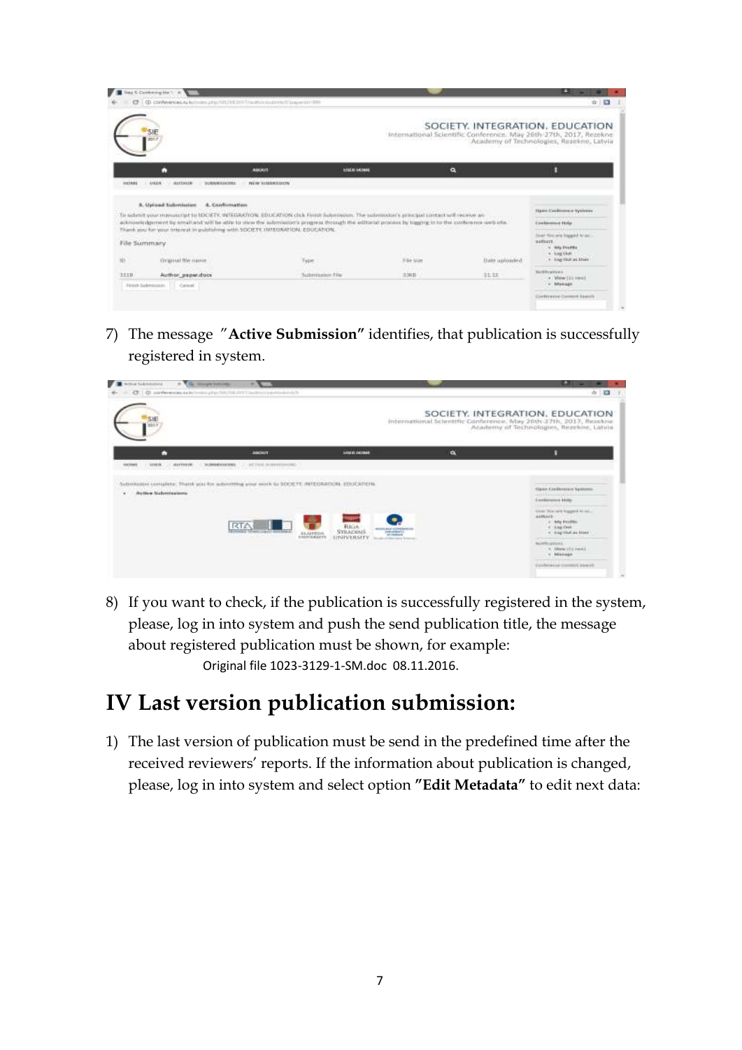7) The message "**Active Submission"** identifies, that publication is successfully registered in system.

8) If you want to check, if the publication is successfully registered in the system, please, log in into system and push the send publication title, the message about registered publication must be shown, for example:
   Original file 1023-3129-1-SM.doc 08.11.2016.

# IV Last version publication submission:

1) The last version of publication must be send in the predefined time after the received reviewers' reports. If the information about publication is changed, please, log in into system and select option **"Edit Metadata"** to edit next data: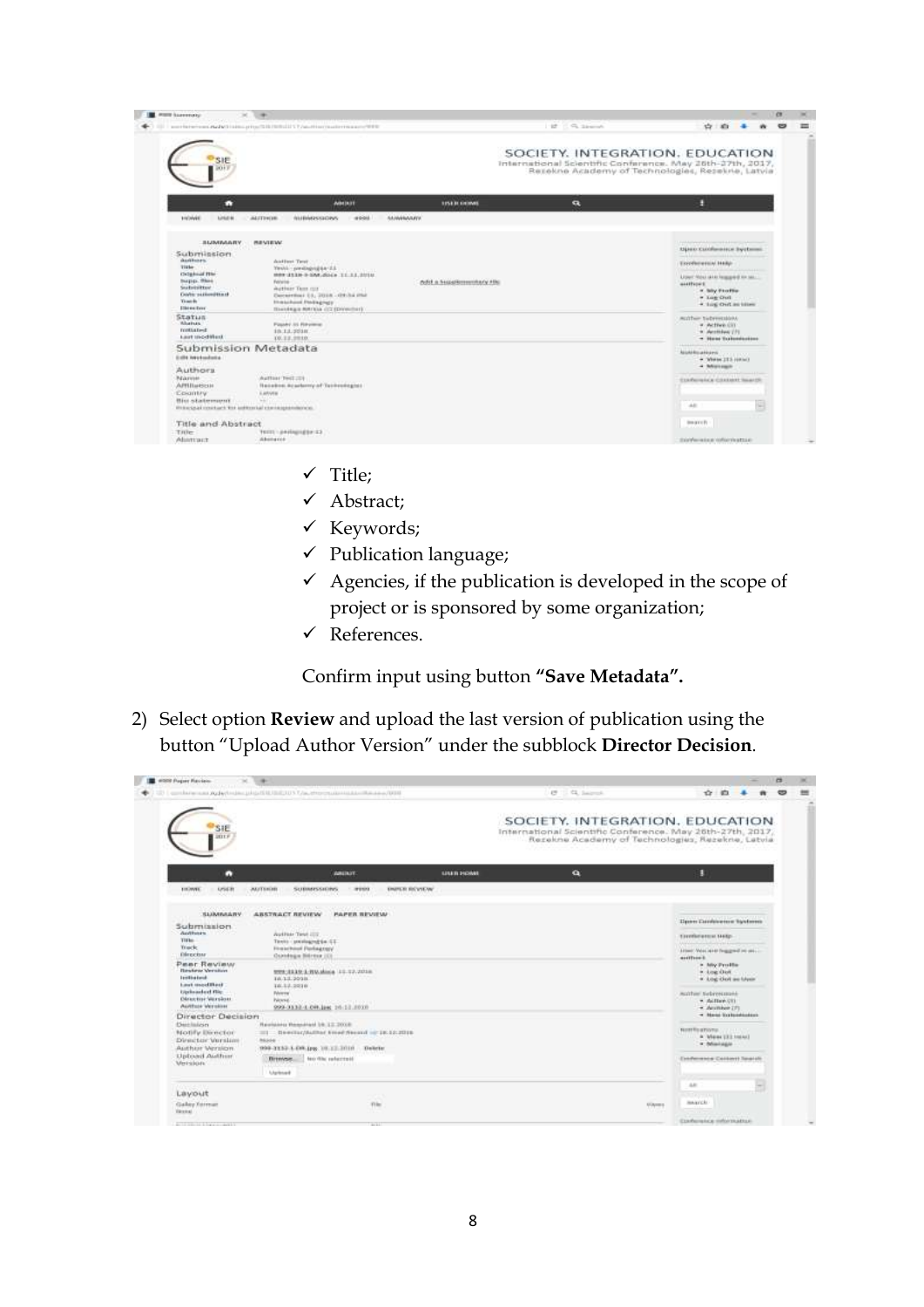- ✓ Title;
- ✓ Abstract;
- ✓ Keywords;
- ✓ Publication language;
- ✓ Agencies, if the publication is developed in the scope of project or is sponsored by some organization;
- ✓ References.

Confirm input using button **"Save Metadata".**

2) Select option **Review** and upload the last version of publication using the button "Upload Author Version" under the subblock **Director Decision**.